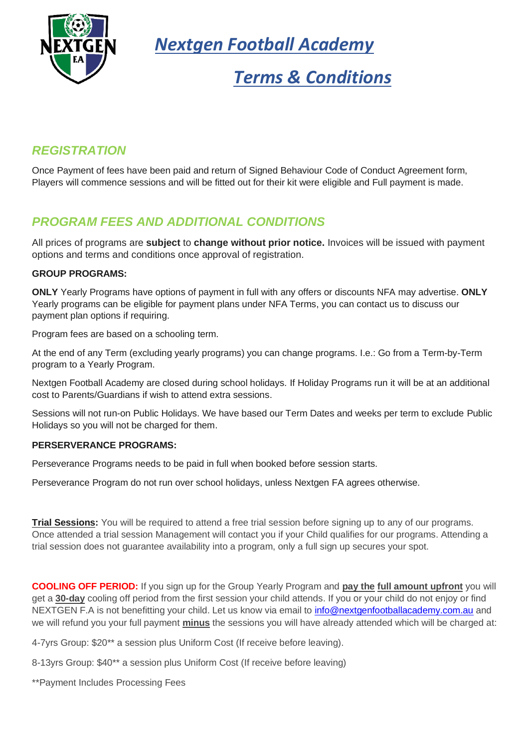# *Nextgen Football Academy*

# *Terms & Conditions*

## *REGISTRATION*

Once Payment of fees have been paid and return of Signed Behaviour Code of Conduct Agreement form, Players will commence sessions and will be fitted out for their kit were eligible and Full payment is made.

## *PROGRAM FEES AND ADDITIONAL CONDITIONS*

All prices of programs are **subject** to **change without prior notice.** Invoices will be issued with payment options and terms and conditions once approval of registration.

### GROUP PROGRAMS:

**ONLY** Yearly Programs have options of payment in full with any offers or discounts NFA may advertise. **ONLY** Yearly programs can be eligible for payment plans under NFA Terms, you can contact us to discuss our payment plan options if requiring.

Program fees are based on a schooling term.

At the end of any Term (excluding yearly programs) you can change programs. I.e.: Go from a Term-by-Term program to a Yearly Program.

Nextgen Football Academy are closed during school holidays. If Holiday Programs run it will be at an additional cost to Parents/Guardians if wish to attend extra sessions.

Sessions will not run-on Public Holidays. We have based our Term Dates and weeks per term to exclude Public Holidays so you will not be charged for them.

### PERSERVERANCE PROGRAMS:

Perseverance Programs needs to be paid in full when booked before session starts.

Perseverance Program do not run over school holidays, unless Nextgen FA agrees otherwise.

**Trial Sessions:** You will be required to attend a free trial session before signing up to any of our programs. Once attended a trial session Management will contact you if your Child qualifies for our programs. Attending a trial session does not guarantee availability into a program, only a full sign up secures your spot.

**COOLING OFF PERIOD:** If you sign up for the Group Yearly Program and **pay the full amount upfront** you will get a **30-day** cooling off period from the first session your child attends. If you or your child do not enjoy or find NEXTGEN F.A is not benefitting your child. Let us know via email to info@nextgenfootballacademy.com.au and we will refund you your full payment **minus** the sessions you will have already attended which will be charged at:

4-7yrs Group: $20** a session plus Uniform Cost (If receive before leaving).

8-13yrs Group: $40** a session plus Uniform Cost (If receive before leaving)

**Payment Includes Processing Fees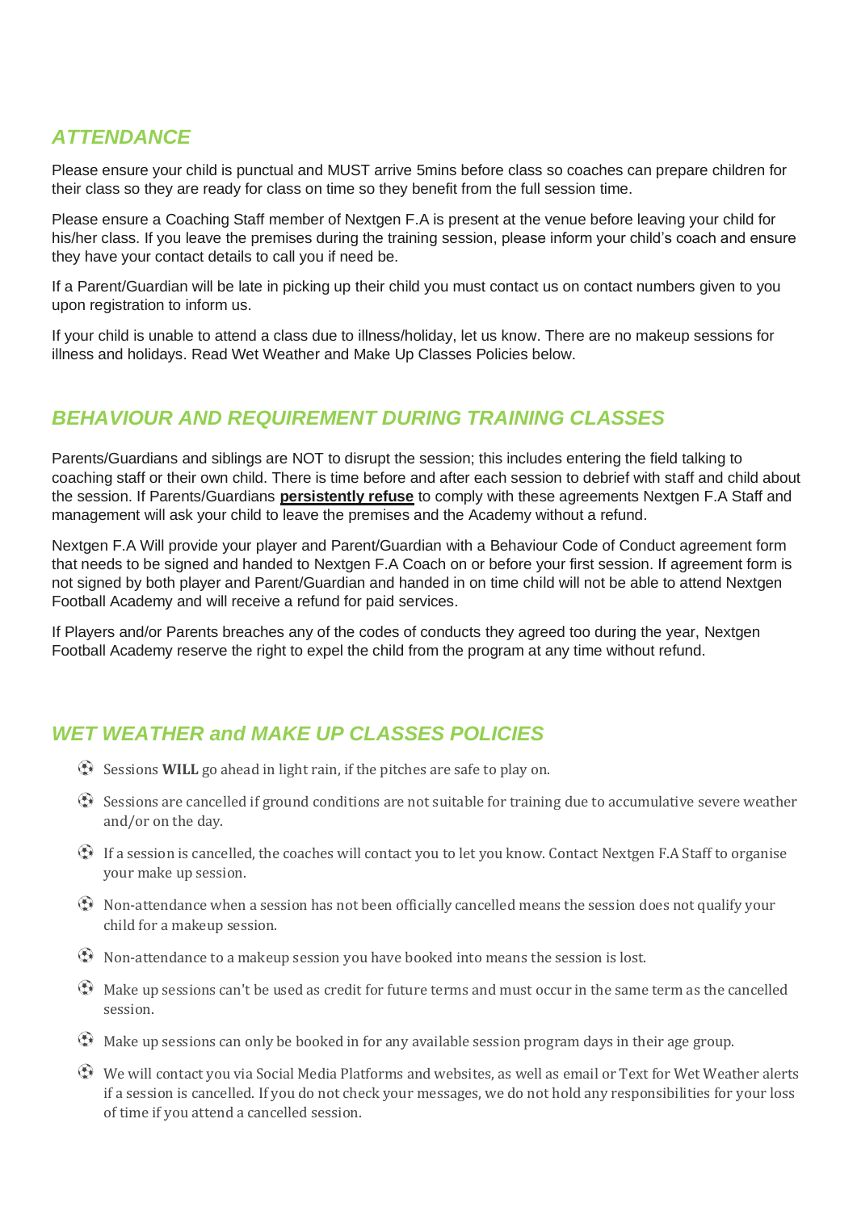## *ATTENDANCE*

Please ensure your child is punctual and MUST arrive 5mins before class so coaches can prepare children for their class so they are ready for class on time so they benefit from the full session time.

Please ensure a Coaching Staff member of Nextgen F.A is present at the venue before leaving your child for his/her class. If you leave the premises during the training session, please inform your child's coach and ensure they have your contact details to call you if need be.

If a Parent/Guardian will be late in picking up their child you must contact us on contact numbers given to you upon registration to inform us.

If your child is unable to attend a class due to illness/holiday, let us know. There are no makeup sessions for illness and holidays. Read Wet Weather and Make Up Classes Policies below.

## *BEHAVIOUR AND REQUIREMENT DURING TRAINING CLASSES*

Parents/Guardians and siblings are NOT to disrupt the session; this includes entering the field talking to coaching staff or their own child. There is time before and after each session to debrief with staff and child about the session. If Parents/Guardians <u>**persistently refuse**</u> to comply with these agreements Nextgen F.A Staff and management will ask your child to leave the premises and the Academy without a refund.

Nextgen F.A Will provide your player and Parent/Guardian with a Behaviour Code of Conduct agreement form that needs to be signed and handed to Nextgen F.A Coach on or before your first session. If agreement form is not signed by both player and Parent/Guardian and handed in on time child will not be able to attend Nextgen Football Academy and will receive a refund for paid services.

If Players and/or Parents breaches any of the codes of conducts they agreed too during the year, Nextgen Football Academy reserve the right to expel the child from the program at any time without refund.

## *WET WEATHER and MAKE UP CLASSES POLICIES*

- Sessions **WILL** go ahead in light rain, if the pitches are safe to play on.
- Sessions are cancelled if ground conditions are not suitable for training due to accumulative severe weather and/or on the day.
- If a session is cancelled, the coaches will contact you to let you know. Contact Nextgen F.A Staff to organise your make up session.
- Non-attendance when a session has not been officially cancelled means the session does not qualify your child for a makeup session.
- Non-attendance to a makeup session you have booked into means the session is lost.
- Make up sessions can't be used as credit for future terms and must occur in the same term as the cancelled session.
- Make up sessions can only be booked in for any available session program days in their age group.
- We will contact you via Social Media Platforms and websites, as well as email or Text for Wet Weather alerts if a session is cancelled. If you do not check your messages, we do not hold any responsibilities for your loss of time if you attend a cancelled session.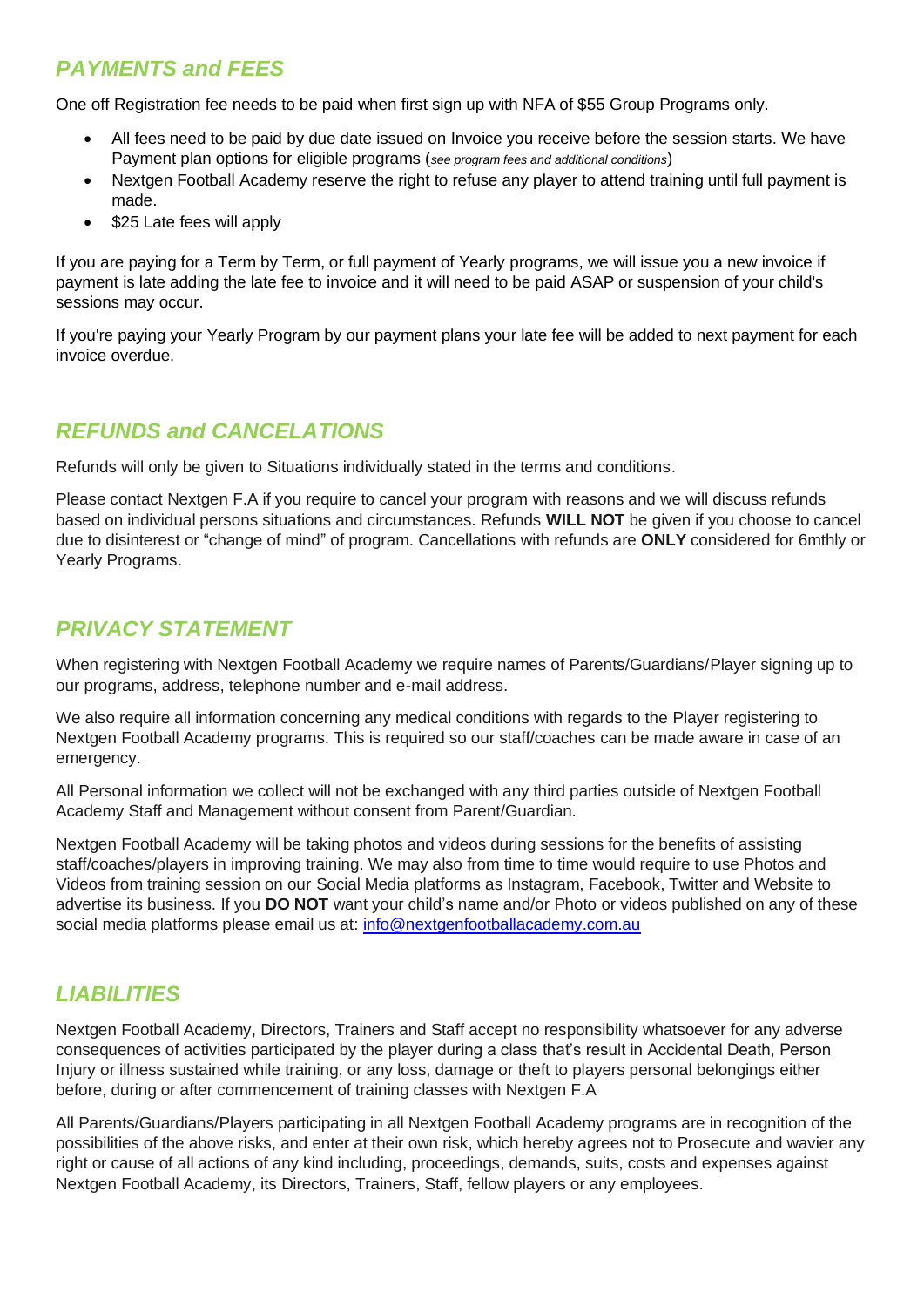## *PAYMENTS and FEES*

One off Registration fee needs to be paid when first sign up with NFA of $55 Group Programs only.

- All fees need to be paid by due date issued on Invoice you receive before the session starts. We have Payment plan options for eligible programs (*see program fees and additional conditions*)
- Nextgen Football Academy reserve the right to refuse any player to attend training until full payment is made.
- $25 Late fees will apply

If you are paying for a Term by Term, or full payment of Yearly programs, we will issue you a new invoice if payment is late adding the late fee to invoice and it will need to be paid ASAP or suspension of your child's sessions may occur.

If you're paying your Yearly Program by our payment plans your late fee will be added to next payment for each invoice overdue.

## *REFUNDS and CANCELATIONS*

Refunds will only be given to Situations individually stated in the terms and conditions.

Please contact Nextgen F.A if you require to cancel your program with reasons and we will discuss refunds based on individual persons situations and circumstances. Refunds **WILL NOT** be given if you choose to cancel due to disinterest or "change of mind" of program. Cancellations with refunds are **ONLY** considered for 6mthly or Yearly Programs.

## *PRIVACY STATEMENT*

When registering with Nextgen Football Academy we require names of Parents/Guardians/Player signing up to our programs, address, telephone number and e-mail address.

We also require all information concerning any medical conditions with regards to the Player registering to Nextgen Football Academy programs. This is required so our staff/coaches can be made aware in case of an emergency.

All Personal information we collect will not be exchanged with any third parties outside of Nextgen Football Academy Staff and Management without consent from Parent/Guardian.

Nextgen Football Academy will be taking photos and videos during sessions for the benefits of assisting staff/coaches/players in improving training. We may also from time to time would require to use Photos and Videos from training session on our Social Media platforms as Instagram, Facebook, Twitter and Website to advertise its business. If you **DO NOT** want your child's name and/or Photo or videos published on any of these social media platforms please email us at: [info@nextgenfootballacademy.com.au](mailto:info@nextgenfootballacademy.com.au)

## *LIABILITIES*

Nextgen Football Academy, Directors, Trainers and Staff accept no responsibility whatsoever for any adverse consequences of activities participated by the player during a class that's result in Accidental Death, Person Injury or illness sustained while training, or any loss, damage or theft to players personal belongings either before, during or after commencement of training classes with Nextgen F.A

All Parents/Guardians/Players participating in all Nextgen Football Academy programs are in recognition of the possibilities of the above risks, and enter at their own risk, which hereby agrees not to Prosecute and wavier any right or cause of all actions of any kind including, proceedings, demands, suits, costs and expenses against Nextgen Football Academy, its Directors, Trainers, Staff, fellow players or any employees.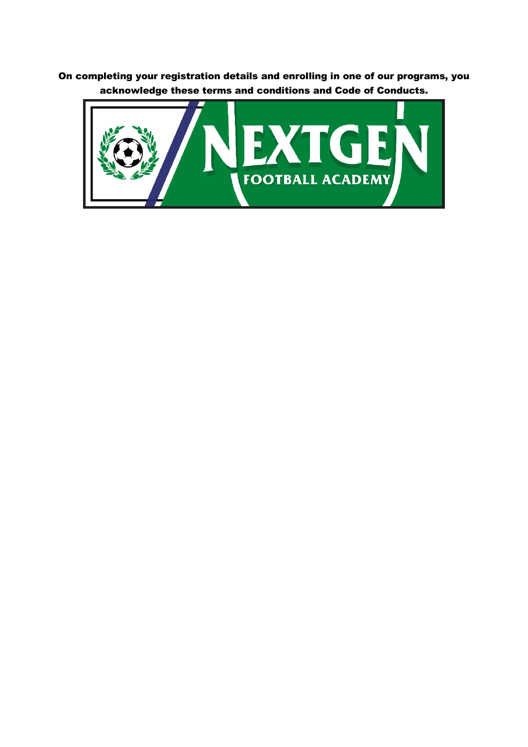**On completing your registration details and enrolling in one of our programs, you acknowledge these terms and conditions and Code of Conducts.**